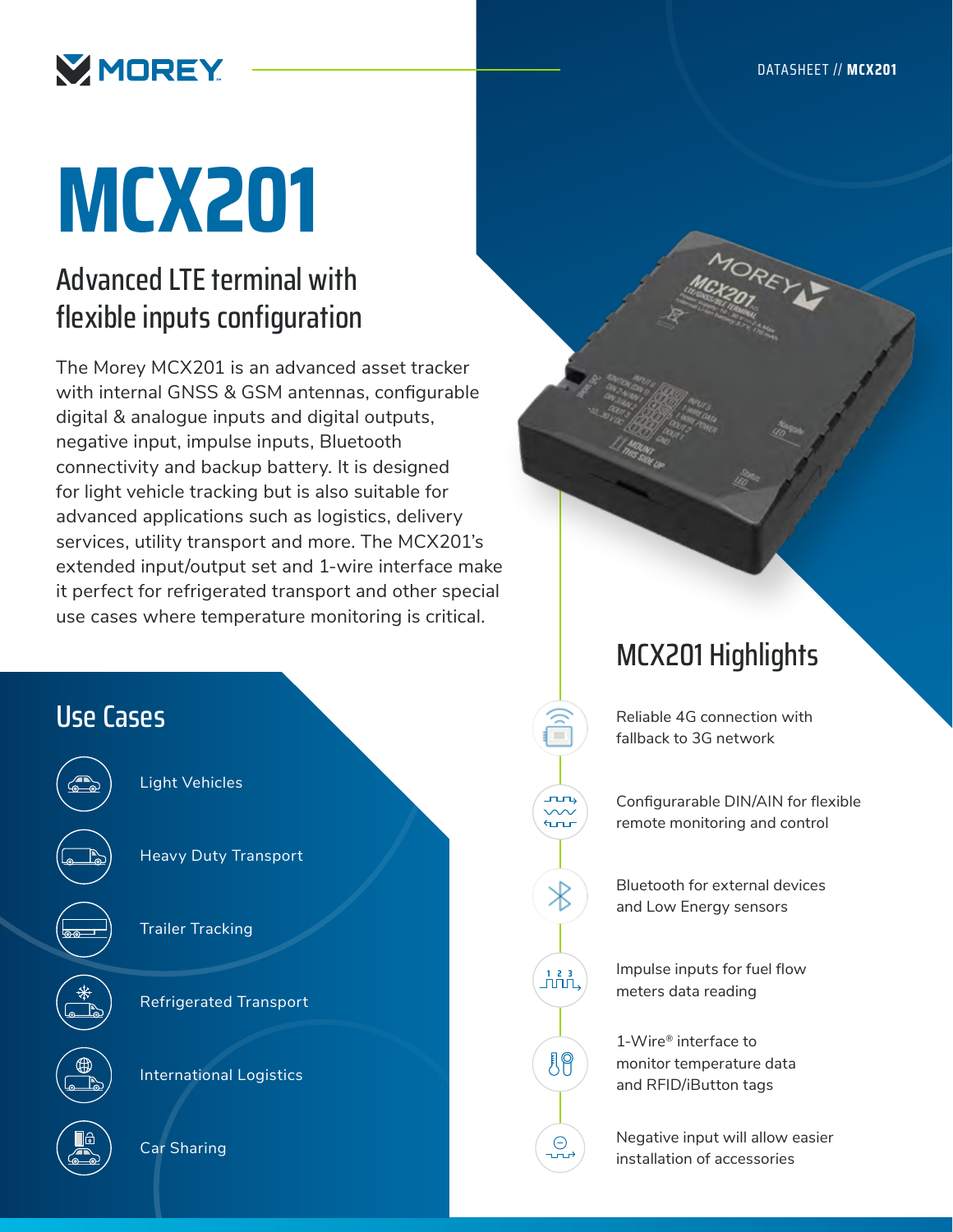# MCX201

## Advanced LTE terminal with flexible inputs configuration

The Morey MCX201 is an advanced asset tracker with internal GNSS & GSM antennas, configurable digital & analogue inputs and digital outputs, negative input, impulse inputs, Bluetooth connectivity and backup battery. It is designed for light vehicle tracking but is also suitable for advanced applications such as logistics, delivery services, utility transport and more. The MCX201's extended input/output set and 1-wire interface make it perfect for refrigerated transport and other special use cases where temperature monitoring is critical.

## Use Cases

- Light Vehicles
- Heavy Duty Transport
- Trailer Tracking
- Refrigerated Transport
- International Logistics
- Car Sharing

## MCX201 Highlights

- Reliable 4G connection with fallback to 3G network
- Configurarable DIN/AIN for flexible remote monitoring and control
- Bluetooth for external devices and Low Energy sensors
- Impulse inputs for fuel flow meters data reading
- 1-Wire® interface to monitor temperature data and RFID/iButton tags
- Negative input will allow easier installation of accessories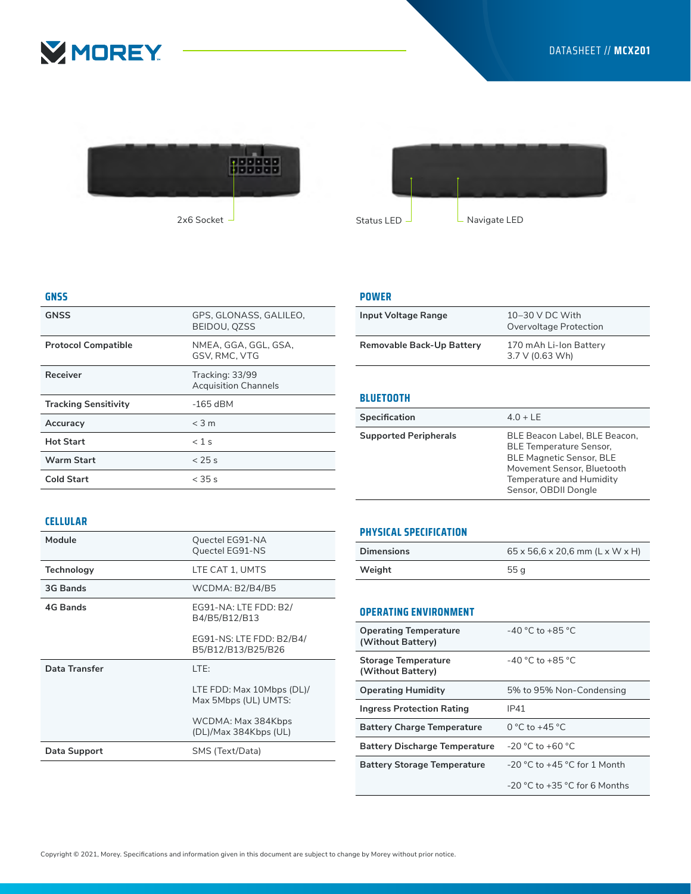2x6 Socket

Status LED

Navigate LED

## GNSS

| GNSS | GPS, GLONASS, GALILEO, BEIDOU, QZSS |
|---|---|
| Protocol Compatible | NMEA, GGA, GGL, GSA, GSV, RMC, VTG |
| Receiver | Tracking: 33/99 Acquisition Channels |
| Tracking Sensitivity | -165 dBM |
| Accuracy | < 3 m |
| Hot Start | < 1 s |
| Warm Start | < 25 s |
| Cold Start | < 35 s |

## CELLULAR

| Module | Quectel EG91-NA<br>Quectel EG91-NS |
|---|---|
| Technology | LTE CAT 1, UMTS |
| 3G Bands | WCDMA: B2/B4/B5 |
| 4G Bands | EG91-NA: LTE FDD: B2/B4/B5/B12/B13<br><br>EG91-NS: LTE FDD: B2/B4/B5/B12/B13/B25/B26 |
| Data Transfer | LTE:<br><br>LTE FDD: Max 10Mbps (DL)/Max 5Mbps (UL) UMTS:<br><br>WCDMA: Max 384Kbps (DL)/Max 384Kbps (UL) |
| Data Support | SMS (Text/Data) |

## POWER

| Input Voltage Range | 10–30 V DC With Overvoltage Protection |
|---|---|
| Removable Back-Up Battery | 170 mAh Li-Ion Battery 3.7 V (0.63 Wh) |

## BLUETOOTH

| Specification | 4.0 + LE |
|---|---|
| Supported Peripherals | BLE Beacon Label, BLE Beacon, BLE Temperature Sensor, BLE Magnetic Sensor, BLE Movement Sensor, Bluetooth Temperature and Humidity Sensor, OBDII Dongle |

## PHYSICAL SPECIFICATION

| Dimensions | 65 x 56,6 x 20,6 mm (L x W x H) |
|---|---|
| Weight | 55 g |

## OPERATING ENVIRONMENT

| Operating Temperature (Without Battery) | -40 °C to +85 °C |
|---|---|
| Storage Temperature (Without Battery) | -40 °C to +85 °C |
| Operating Humidity | 5% to 95% Non-Condensing |
| Ingress Protection Rating | IP41 |
| Battery Charge Temperature | 0 °C to +45 °C |
| Battery Discharge Temperature | -20 °C to +60 °C |
| Battery Storage Temperature | -20 °C to +45 °C for 1 Month<br><br>-20 °C to +35 °C for 6 Months |

Copyright © 2021, Morey. Specifications and information given in this document are subject to change by Morey without prior notice.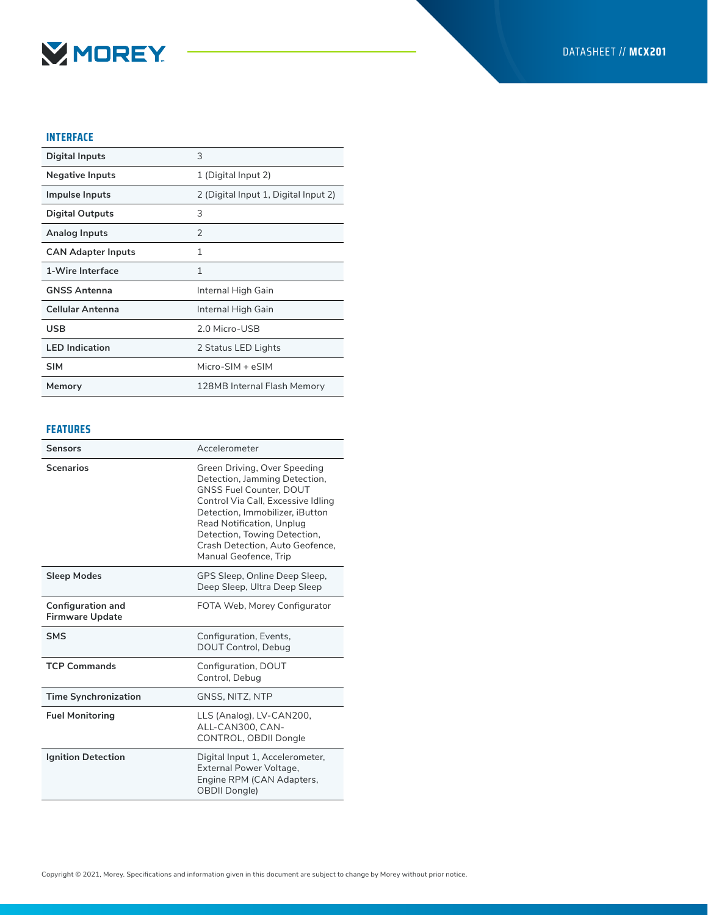## INTERFACE

| | |
|---|---|
| **Digital Inputs** | 3 |
| **Negative Inputs** | 1 (Digital Input 2) |
| **Impulse Inputs** | 2 (Digital Input 1, Digital Input 2) |
| **Digital Outputs** | 3 |
| **Analog Inputs** | 2 |
| **CAN Adapter Inputs** | 1 |
| **1-Wire Interface** | 1 |
| **GNSS Antenna** | Internal High Gain |
| **Cellular Antenna** | Internal High Gain |
| **USB** | 2.0 Micro-USB |
| **LED Indication** | 2 Status LED Lights |
| **SIM** | Micro-SIM + eSIM |
| **Memory** | 128MB Internal Flash Memory |

## FEATURES

| | |
|---|---|
| **Sensors** | Accelerometer |
| **Scenarios** | Green Driving, Over Speeding Detection, Jamming Detection, GNSS Fuel Counter, DOUT Control Via Call, Excessive Idling Detection, Immobilizer, iButton Read Notification, Unplug Detection, Towing Detection, Crash Detection, Auto Geofence, Manual Geofence, Trip |
| **Sleep Modes** | GPS Sleep, Online Deep Sleep, Deep Sleep, Ultra Deep Sleep |
| **Configuration and Firmware Update** | FOTA Web, Morey Configurator |
| **SMS** | Configuration, Events, DOUT Control, Debug |
| **TCP Commands** | Configuration, DOUT Control, Debug |
| **Time Synchronization** | GNSS, NITZ, NTP |
| **Fuel Monitoring** | LLS (Analog), LV-CAN200, ALL-CAN300, CAN-CONTROL, OBDII Dongle |
| **Ignition Detection** | Digital Input 1, Accelerometer, External Power Voltage, Engine RPM (CAN Adapters, OBDII Dongle) |

Copyright © 2021, Morey. Specifications and information given in this document are subject to change by Morey without prior notice.